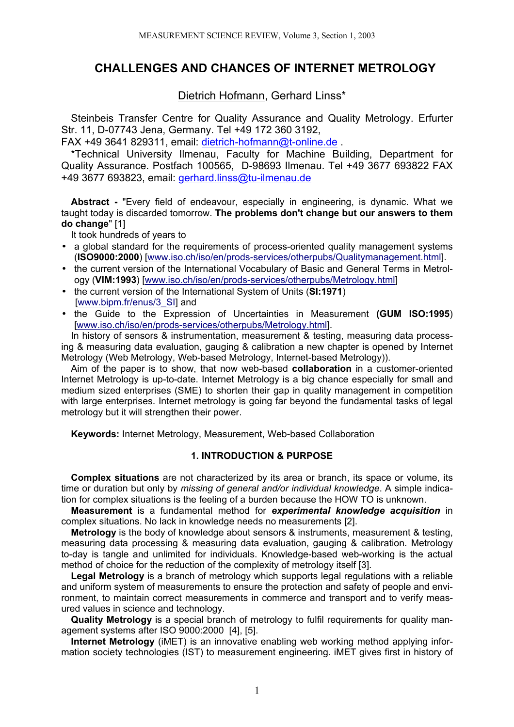# CHALLENGES AND CHANCES OF INTERNET METROLOGY

Dietrich Hofmann, Gerhard Linss*

Steinbeis Transfer Centre for Quality Assurance and Quality Metrology. Erfurter Str. 11, D-07743 Jena, Germany. Tel +49 172 360 3192,
FAX +49 3641 829311, email: dietrich-hofmann@t-online.de .

*Technical University Ilmenau, Faculty for Machine Building, Department for Quality Assurance. Postfach 100565, D-98693 Ilmenau. Tel +49 3677 693822 FAX +49 3677 693823, email: gerhard.linss@tu-ilmenau.de

**Abstract -** "Every field of endeavour, especially in engineering, is dynamic. What we taught today is discarded tomorrow. **The problems don't change but our answers to them do change**" [1]

It took hundreds of years to

- a global standard for the requirements of process-oriented quality management systems (**ISO9000:2000**) [www.iso.ch/iso/en/prods-services/otherpubs/Qualitymanagement.html].
- the current version of the International Vocabulary of Basic and General Terms in Metrology (**VIM:1993**) [www.iso.ch/iso/en/prods-services/otherpubs/Metrology.html]
- the current version of the International System of Units (**SI:1971**) [www.bipm.fr/enus/3_SI] and
- the Guide to the Expression of Uncertainties in Measurement **(GUM ISO:1995**) [www.iso.ch/iso/en/prods-services/otherpubs/Metrology.html].

In history of sensors & instrumentation, measurement & testing, measuring data processing & measuring data evaluation, gauging & calibration a new chapter is opened by Internet Metrology (Web Metrology, Web-based Metrology, Internet-based Metrology)).

Aim of the paper is to show, that now web-based **collaboration** in a customer-oriented Internet Metrology is up-to-date. Internet Metrology is a big chance especially for small and medium sized enterprises (SME) to shorten their gap in quality management in competition with large enterprises. Internet metrology is going far beyond the fundamental tasks of legal metrology but it will strengthen their power.

**Keywords:** Internet Metrology, Measurement, Web-based Collaboration

## 1. INTRODUCTION & PURPOSE

**Complex situations** are not characterized by its area or branch, its space or volume, its time or duration but only by *missing of general and/or individual knowledge*. A simple indication for complex situations is the feeling of a burden because the HOW TO is unknown.

**Measurement** is a fundamental method for ***experimental knowledge acquisition*** in complex situations. No lack in knowledge needs no measurements [2].

**Metrology** is the body of knowledge about sensors & instruments, measurement & testing, measuring data processing & measuring data evaluation, gauging & calibration. Metrology to-day is tangle and unlimited for individuals. Knowledge-based web-working is the actual method of choice for the reduction of the complexity of metrology itself [3].

**Legal Metrology** is a branch of metrology which supports legal regulations with a reliable and uniform system of measurements to ensure the protection and safety of people and environment, to maintain correct measurements in commerce and transport and to verify measured values in science and technology.

**Quality Metrology** is a special branch of metrology to fulfil requirements for quality management systems after ISO 9000:2000 [4], [5].

**Internet Metrology** (iMET) is an innovative enabling web working method applying information society technologies (IST) to measurement engineering. iMET gives first in history of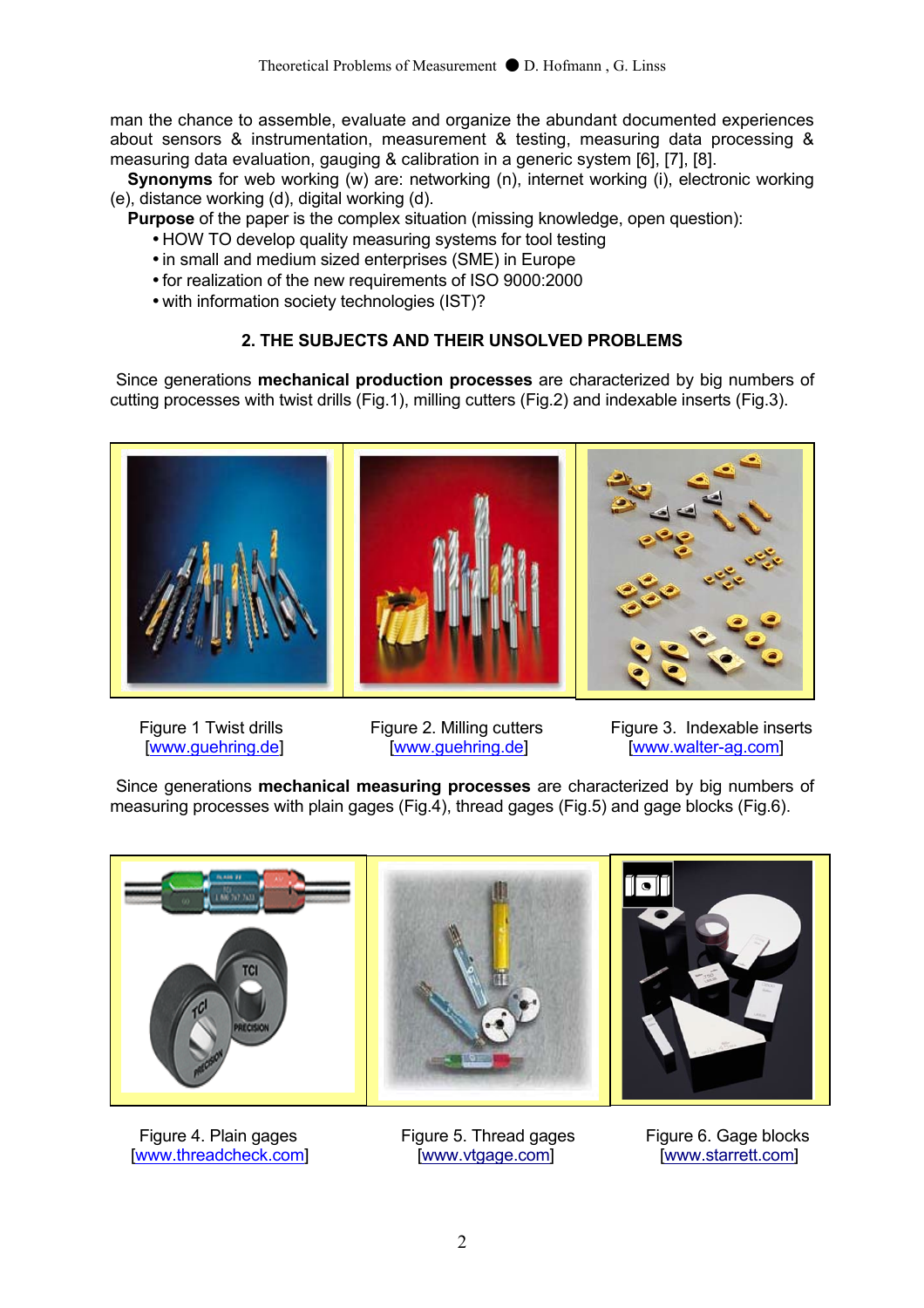man the chance to assemble, evaluate and organize the abundant documented experiences about sensors & instrumentation, measurement & testing, measuring data processing & measuring data evaluation, gauging & calibration in a generic system [6], [7], [8].

**Synonyms** for web working (w) are: networking (n), internet working (i), electronic working (e), distance working (d), digital working (d).

**Purpose** of the paper is the complex situation (missing knowledge, open question):

- HOW TO develop quality measuring systems for tool testing
- in small and medium sized enterprises (SME) in Europe
- for realization of the new requirements of ISO 9000:2000
- with information society technologies (IST)?

## 2. THE SUBJECTS AND THEIR UNSOLVED PROBLEMS

Since generations **mechanical production processes** are characterized by big numbers of cutting processes with twist drills (Fig.1), milling cutters (Fig.2) and indexable inserts (Fig.3).

Figure 1 Twist drills [www.guehring.de]

Figure 2. Milling cutters [www.guehring.de]

Figure 3. Indexable inserts [www.walter-ag.com]

Since generations **mechanical measuring processes** are characterized by big numbers of measuring processes with plain gages (Fig.4), thread gages (Fig.5) and gage blocks (Fig.6).

Figure 4. Plain gages [www.threadcheck.com]

Figure 5. Thread gages [www.vtgage.com]

Figure 6. Gage blocks [www.starrett.com]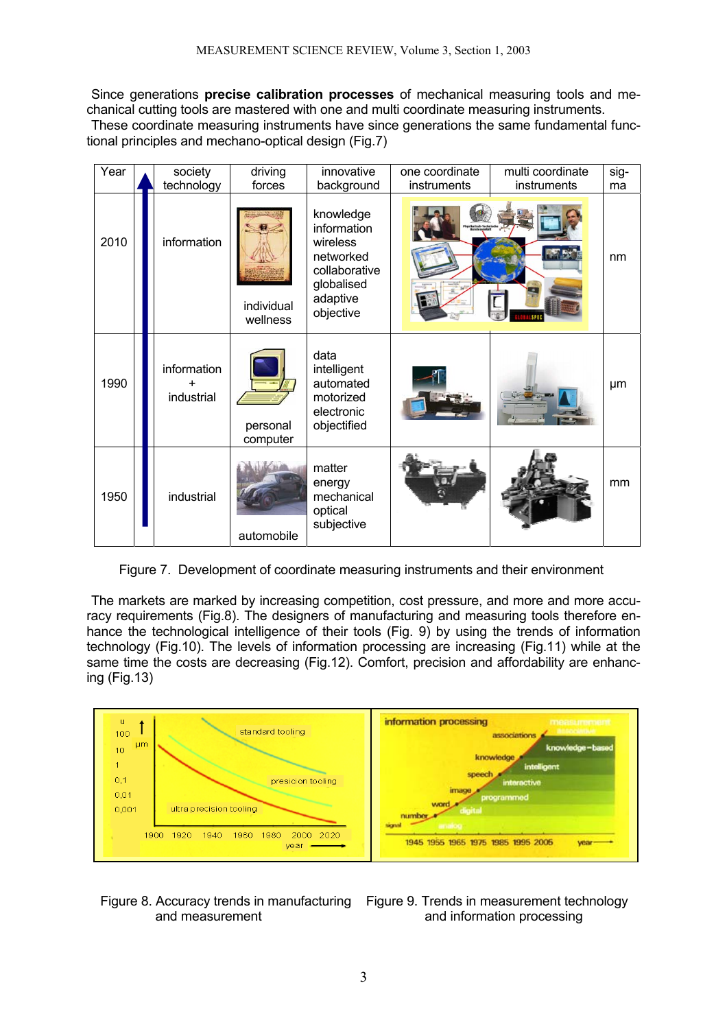Since generations **precise calibration processes** of mechanical measuring tools and mechanical cutting tools are mastered with one and multi coordinate measuring instruments.

These coordinate measuring instruments have since generations the same fundamental functional principles and mechano-optical design (Fig.7)

| Year | | society technology | driving forces | innovative background | one coordinate instruments | multi coordinate instruments | sigma |
|---|---|---|---|---|---|---|---|
| 2010 | | information | individual wellness | knowledge information wireless networked collaborative globalised adaptive objective | | | nm |
| 1990 | | information + industrial | personal computer | data intelligent automated motorized electronic objectified | | | µm |
| 1950 | | industrial | automobile | matter energy mechanical optical subjective | | | mm |

Figure 7. Development of coordinate measuring instruments and their environment

The markets are marked by increasing competition, cost pressure, and more and more accuracy requirements (Fig.8). The designers of manufacturing and measuring tools therefore enhance the technological intelligence of their tools (Fig. 9) by using the trends of information technology (Fig.10). The levels of information processing are increasing (Fig.11) while at the same time the costs are decreasing (Fig.12). Comfort, precision and affordability are enhancing (Fig.13)

Figure 8. Accuracy trends in manufacturing and measurement

Figure 9. Trends in measurement technology and information processing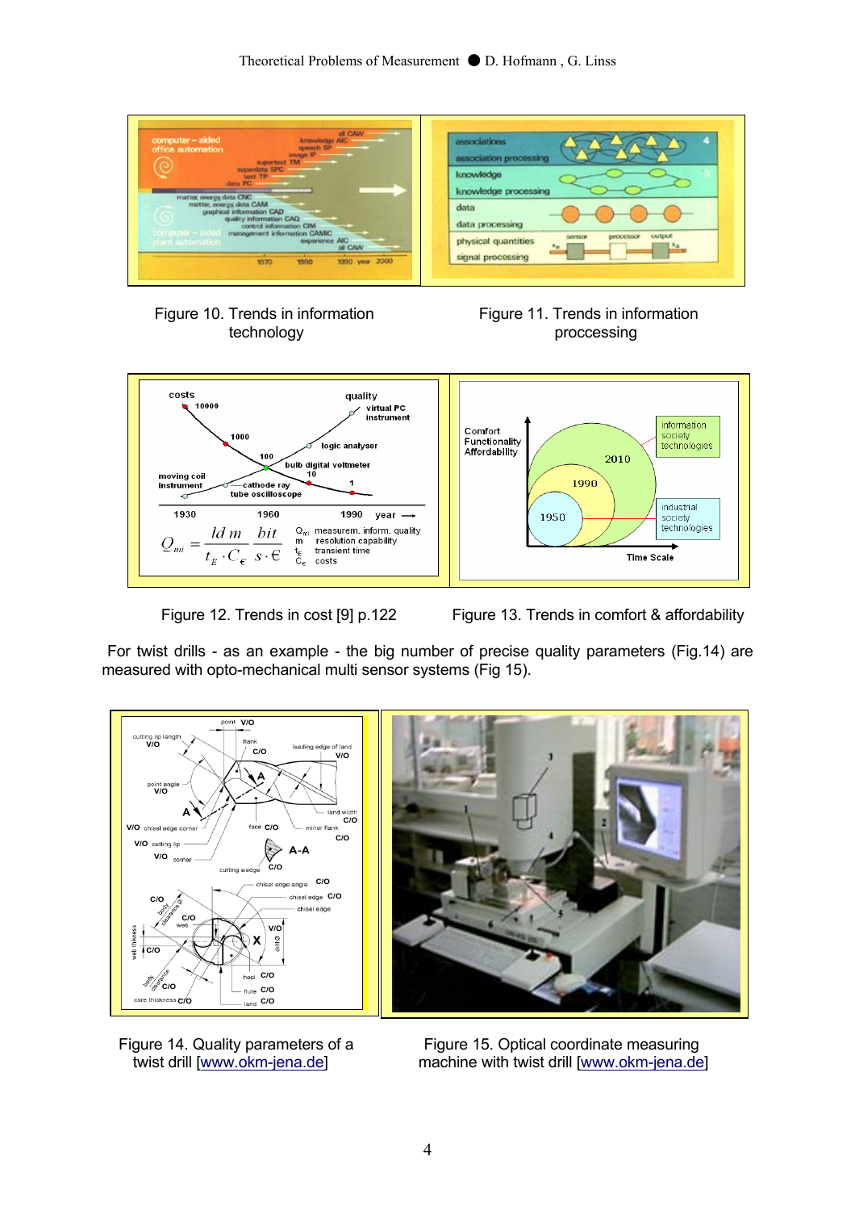Figure 10. Trends in information technology

Figure 11. Trends in information proccessing

Figure 12. Trends in cost [9] p.122

Figure 13. Trends in comfort & affordability

For twist drills - as an example - the big number of precise quality parameters (Fig.14) are measured with opto-mechanical multi sensor systems (Fig 15).

Figure 14. Quality parameters of a twist drill [www.okm-jena.de]

Figure 15. Optical coordinate measuring machine with twist drill [www.okm-jena.de]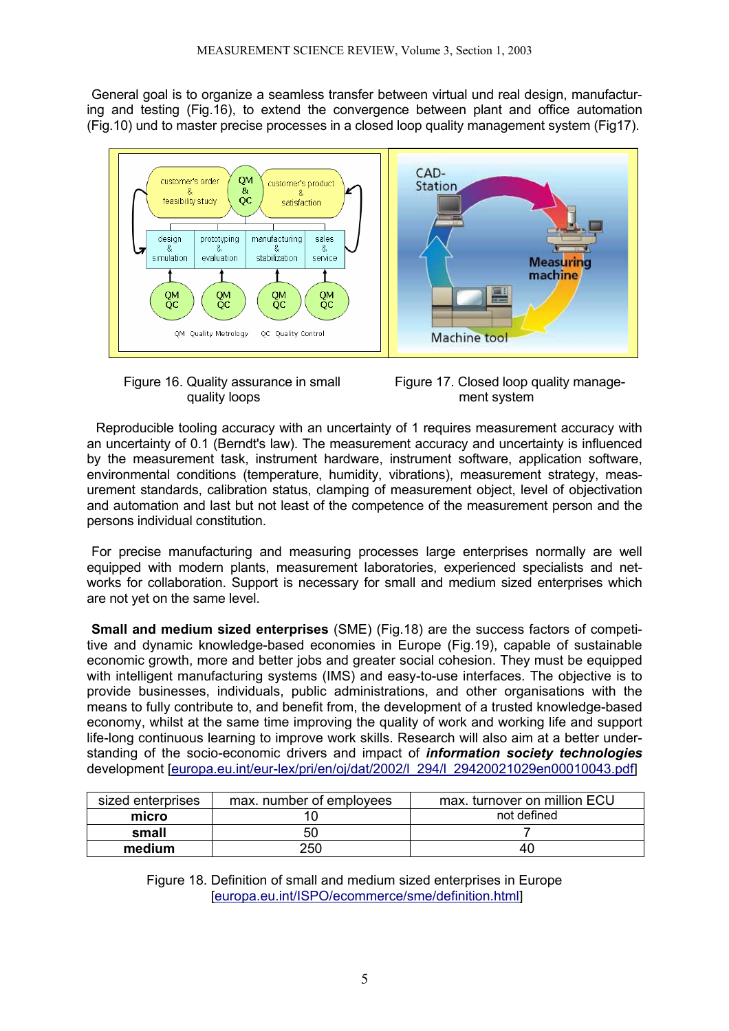General goal is to organize a seamless transfer between virtual und real design, manufacturing and testing (Fig.16), to extend the convergence between plant and office automation (Fig.10) und to master precise processes in a closed loop quality management system (Fig17).

Figure 16. Quality assurance in small quality loops

Figure 17. Closed loop quality management system

Reproducible tooling accuracy with an uncertainty of 1 requires measurement accuracy with an uncertainty of 0.1 (Berndt's law). The measurement accuracy and uncertainty is influenced by the measurement task, instrument hardware, instrument software, application software, environmental conditions (temperature, humidity, vibrations), measurement strategy, measurement standards, calibration status, clamping of measurement object, level of objectivation and automation and last but not least of the competence of the measurement person and the persons individual constitution.

For precise manufacturing and measuring processes large enterprises normally are well equipped with modern plants, measurement laboratories, experienced specialists and networks for collaboration. Support is necessary for small and medium sized enterprises which are not yet on the same level.

**Small and medium sized enterprises** (SME) (Fig.18) are the success factors of competitive and dynamic knowledge-based economies in Europe (Fig.19), capable of sustainable economic growth, more and better jobs and greater social cohesion. They must be equipped with intelligent manufacturing systems (IMS) and easy-to-use interfaces. The objective is to provide businesses, individuals, public administrations, and other organisations with the means to fully contribute to, and benefit from, the development of a trusted knowledge-based economy, whilst at the same time improving the quality of work and working life and support life-long continuous learning to improve work skills. Research will also aim at a better understanding of the socio-economic drivers and impact of ***information society technologies*** development [europa.eu.int/eur-lex/pri/en/oj/dat/2002/l_294/l_29420021029en00010043.pdf]

| sized enterprises | max. number of employees | max. turnover on million ECU |
|---|---|---|
| **micro** | 10 | not defined |
| **small** | 50 | 7 |
| **medium** | 250 | 40 |

Figure 18. Definition of small and medium sized enterprises in Europe [europa.eu.int/ISPO/ecommerce/sme/definition.html]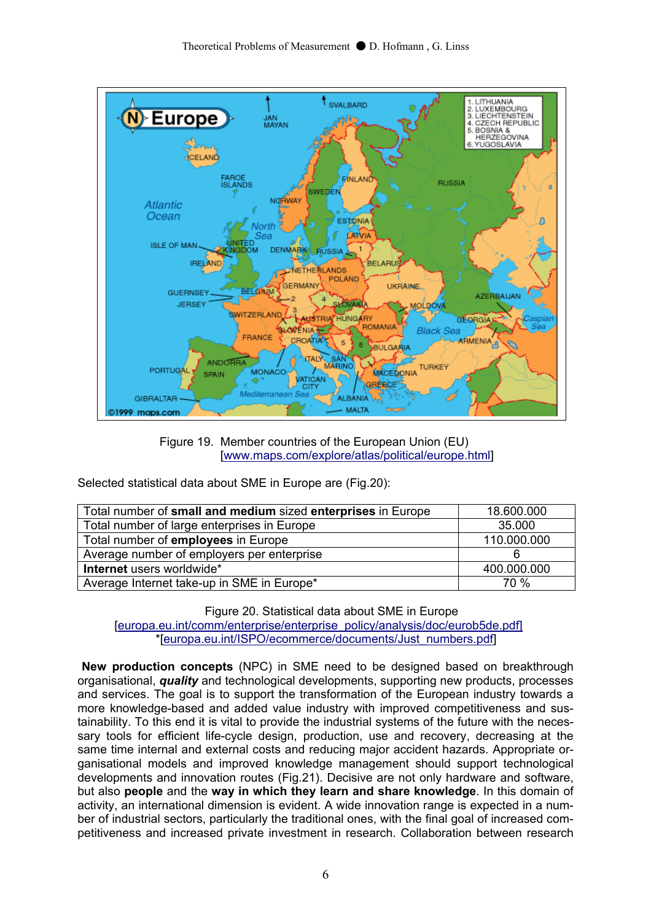Figure 19. Member countries of the European Union (EU)
[www.maps.com/explore/atlas/political/europe.html]

Selected statistical data about SME in Europe are (Fig.20):

| Total number of **small and medium** sized **enterprises** in Europe | 18.600.000 |
|---|---|
| Total number of large enterprises in Europe | 35.000 |
| Total number of **employees** in Europe | 110.000.000 |
| Average number of employers per enterprise | 6 |
| **Internet** users worldwide* | 400.000.000 |
| Average Internet take-up in SME in Europe* | 70 % |

Figure 20. Statistical data about SME in Europe
[europa.eu.int/comm/enterprise/enterprise_policy/analysis/doc/eurob5de.pdf]
*[europa.eu.int/ISPO/ecommerce/documents/Just_numbers.pdf]

**New production concepts** (NPC) in SME need to be designed based on breakthrough organisational, ***quality*** and technological developments, supporting new products, processes and services. The goal is to support the transformation of the European industry towards a more knowledge-based and added value industry with improved competitiveness and sustainability. To this end it is vital to provide the industrial systems of the future with the necessary tools for efficient life-cycle design, production, use and recovery, decreasing at the same time internal and external costs and reducing major accident hazards. Appropriate organisational models and improved knowledge management should support technological developments and innovation routes (Fig.21). Decisive are not only hardware and software, but also **people** and the **way in which they learn and share knowledge**. In this domain of activity, an international dimension is evident. A wide innovation range is expected in a number of industrial sectors, particularly the traditional ones, with the final goal of increased competitiveness and increased private investment in research. Collaboration between research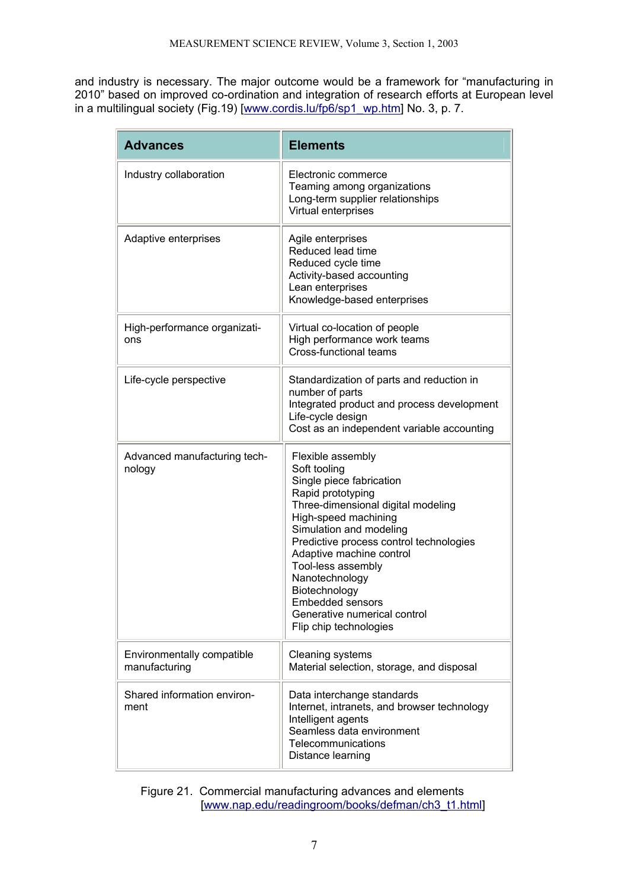and industry is necessary. The major outcome would be a framework for "manufacturing in 2010" based on improved co-ordination and integration of research efforts at European level in a multilingual society (Fig.19) [www.cordis.lu/fp6/sp1_wp.htm] No. 3, p. 7.

| Advances | Elements |
|---|---|
| Industry collaboration | Electronic commerce<br>Teaming among organizations<br>Long-term supplier relationships<br>Virtual enterprises |
| Adaptive enterprises | Agile enterprises<br>Reduced lead time<br>Reduced cycle time<br>Activity-based accounting<br>Lean enterprises<br>Knowledge-based enterprises |
| High-performance organizations | Virtual co-location of people<br>High performance work teams<br>Cross-functional teams |
| Life-cycle perspective | Standardization of parts and reduction in number of parts<br>Integrated product and process development<br>Life-cycle design<br>Cost as an independent variable accounting |
| Advanced manufacturing technology | Flexible assembly<br>Soft tooling<br>Single piece fabrication<br>Rapid prototyping<br>Three-dimensional digital modeling<br>High-speed machining<br>Simulation and modeling<br>Predictive process control technologies<br>Adaptive machine control<br>Tool-less assembly<br>Nanotechnology<br>Biotechnology<br>Embedded sensors<br>Generative numerical control<br>Flip chip technologies |
| Environmentally compatible manufacturing | Cleaning systems<br>Material selection, storage, and disposal |
| Shared information environment | Data interchange standards<br>Internet, intranets, and browser technology<br>Intelligent agents<br>Seamless data environment<br>Telecommunications<br>Distance learning |

Figure 21. Commercial manufacturing advances and elements [www.nap.edu/readingroom/books/defman/ch3_t1.html]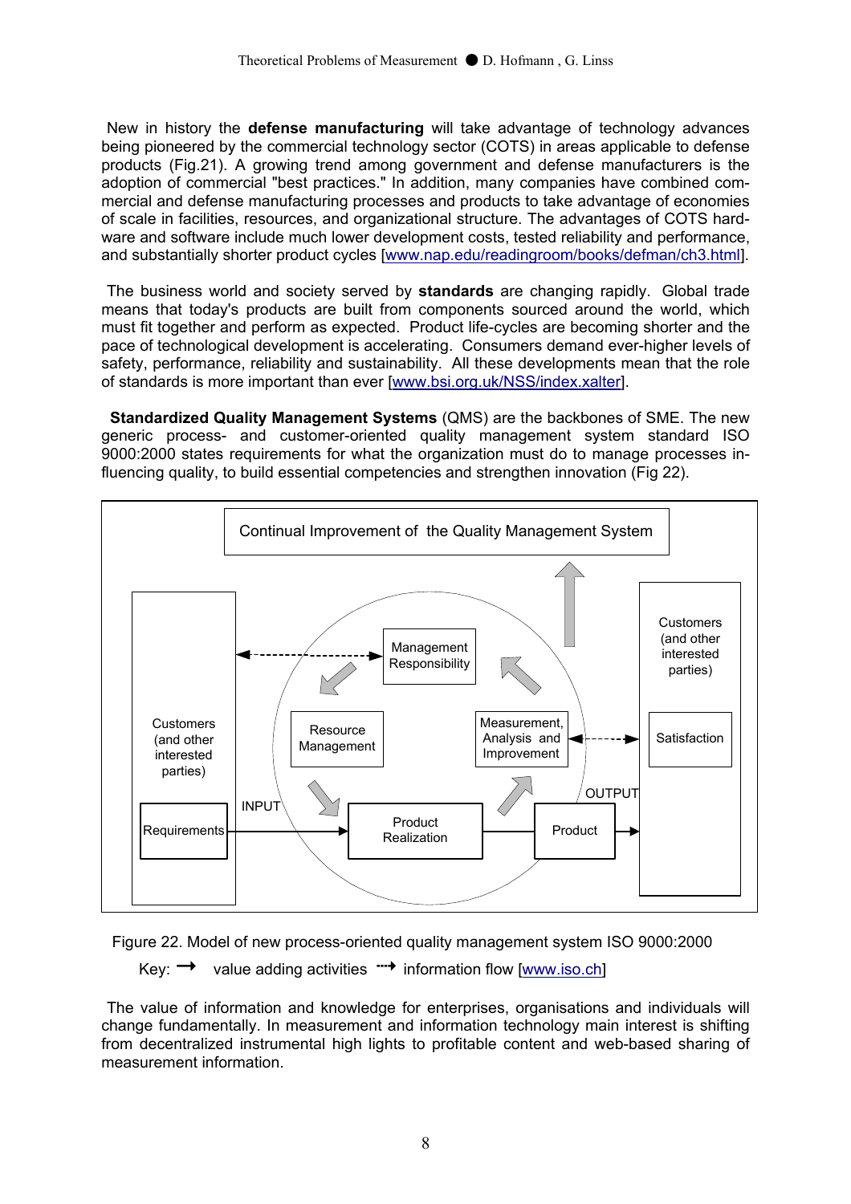New in history the **defense manufacturing** will take advantage of technology advances being pioneered by the commercial technology sector (COTS) in areas applicable to defense products (Fig.21). A growing trend among government and defense manufacturers is the adoption of commercial "best practices." In addition, many companies have combined commercial and defense manufacturing processes and products to take advantage of economies of scale in facilities, resources, and organizational structure. The advantages of COTS hardware and software include much lower development costs, tested reliability and performance, and substantially shorter product cycles [www.nap.edu/readingroom/books/defman/ch3.html].

The business world and society served by **standards** are changing rapidly. Global trade means that today's products are built from components sourced around the world, which must fit together and perform as expected. Product life-cycles are becoming shorter and the pace of technological development is accelerating. Consumers demand ever-higher levels of safety, performance, reliability and sustainability. All these developments mean that the role of standards is more important than ever [www.bsi.org.uk/NSS/index.xalter].

**Standardized Quality Management Systems** (QMS) are the backbones of SME. The new generic process- and customer-oriented quality management system standard ISO 9000:2000 states requirements for what the organization must do to manage processes influencing quality, to build essential competencies and strengthen innovation (Fig 22).

Continual Improvement of the Quality Management System

Customers (and other interested parties) — Requirements — INPUT — Management Responsibility — Resource Management — Product Realization — Measurement, Analysis and Improvement — Product — OUTPUT — Customers (and other interested parties) — Satisfaction

Figure 22. Model of new process-oriented quality management system ISO 9000:2000

Key: → value adding activities ⇢ information flow [www.iso.ch]

The value of information and knowledge for enterprises, organisations and individuals will change fundamentally. In measurement and information technology main interest is shifting from decentralized instrumental high lights to profitable content and web-based sharing of measurement information.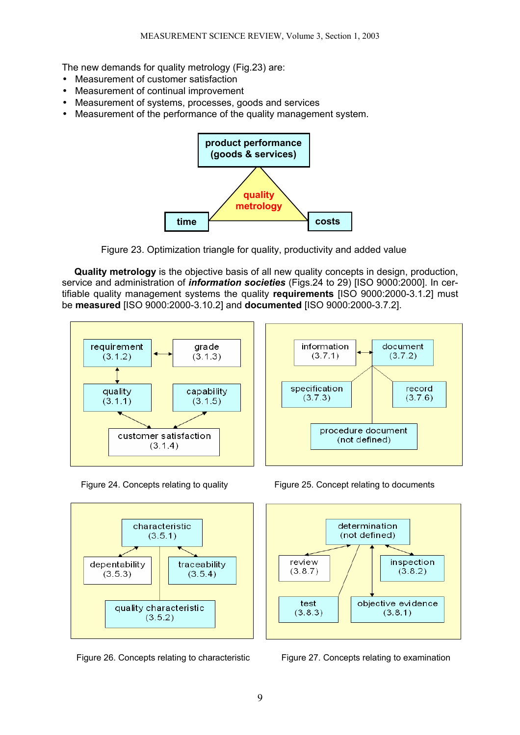The new demands for quality metrology (Fig.23) are:

- Measurement of customer satisfaction
- Measurement of continual improvement
- Measurement of systems, processes, goods and services
- Measurement of the performance of the quality management system.

Figure 23. Optimization triangle for quality, productivity and added value

**Quality metrology** is the objective basis of all new quality concepts in design, production, service and administration of ***information societies*** (Figs.24 to 29) [ISO 9000:2000]. In certifiable quality management systems the quality **requirements** [ISO 9000:2000-3.1.2] must be **measured** [ISO 9000:2000-3.10.2] and **documented** [ISO 9000:2000-3.7.2].

Figure 24. Concepts relating to quality

Figure 25. Concept relating to documents

Figure 26. Concepts relating to characteristic

Figure 27. Concepts relating to examination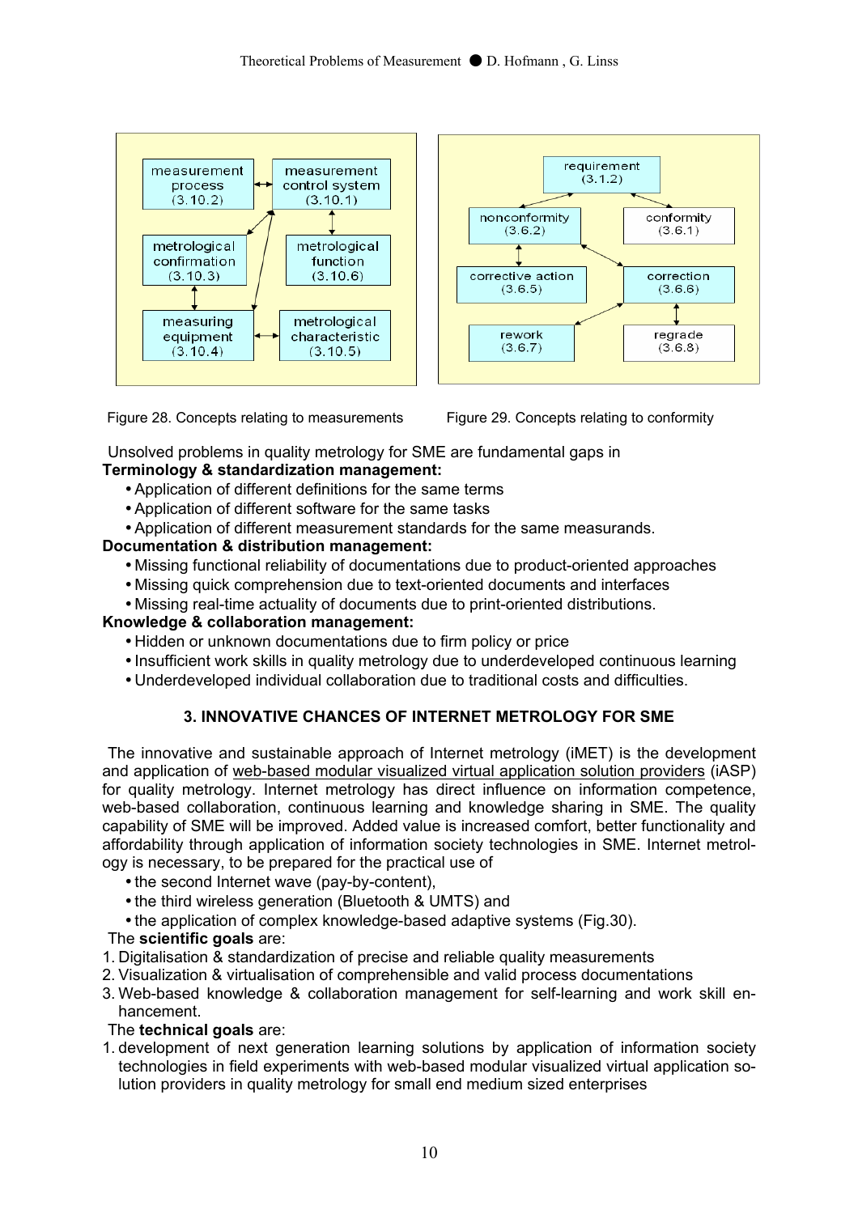Figure 28. Concepts relating to measurements

Figure 29. Concepts relating to conformity

Unsolved problems in quality metrology for SME are fundamental gaps in

**Terminology & standardization management:**

- Application of different definitions for the same terms
- Application of different software for the same tasks
- Application of different measurement standards for the same measurands.

**Documentation & distribution management:**

- Missing functional reliability of documentations due to product-oriented approaches
- Missing quick comprehension due to text-oriented documents and interfaces
- Missing real-time actuality of documents due to print-oriented distributions.

**Knowledge & collaboration management:**

- Hidden or unknown documentations due to firm policy or price
- Insufficient work skills in quality metrology due to underdeveloped continuous learning
- Underdeveloped individual collaboration due to traditional costs and difficulties.

## 3. INNOVATIVE CHANCES OF INTERNET METROLOGY FOR SME

The innovative and sustainable approach of Internet metrology (iMET) is the development and application of web-based modular visualized virtual application solution providers (iASP) for quality metrology. Internet metrology has direct influence on information competence, web-based collaboration, continuous learning and knowledge sharing in SME. The quality capability of SME will be improved. Added value is increased comfort, better functionality and affordability through application of information society technologies in SME. Internet metrology is necessary, to be prepared for the practical use of

- the second Internet wave (pay-by-content),
- the third wireless generation (Bluetooth & UMTS) and
- the application of complex knowledge-based adaptive systems (Fig.30).

The **scientific goals** are:

1. Digitalisation & standardization of precise and reliable quality measurements
2. Visualization & virtualisation of comprehensible and valid process documentations
3. Web-based knowledge & collaboration management for self-learning and work skill enhancement.

The **technical goals** are:

1. development of next generation learning solutions by application of information society technologies in field experiments with web-based modular visualized virtual application solution providers in quality metrology for small end medium sized enterprises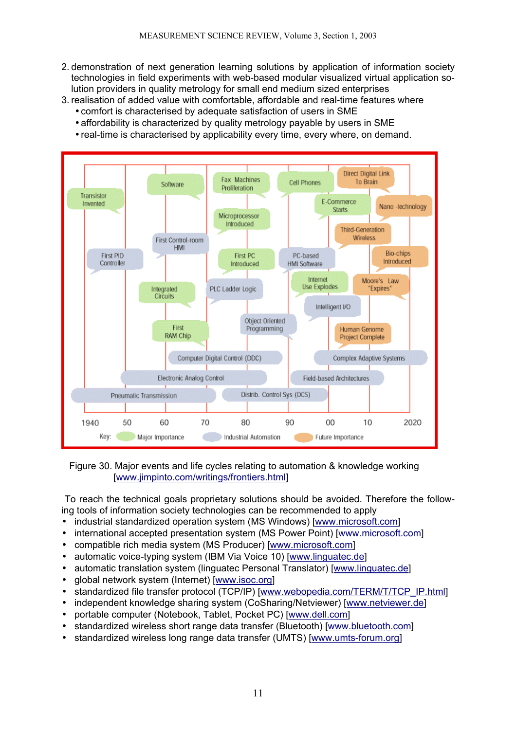2. demonstration of next generation learning solutions by application of information society technologies in field experiments with web-based modular visualized virtual application solution providers in quality metrology for small end medium sized enterprises
3. realisation of added value with comfortable, affordable and real-time features where
   - comfort is characterised by adequate satisfaction of users in SME
   - affordability is characterized by quality metrology payable by users in SME
   - real-time is characterised by applicability every time, every where, on demand.

Figure 30. Major events and life cycles relating to automation & knowledge working [www.jimpinto.com/writings/frontiers.html]

To reach the technical goals proprietary solutions should be avoided. Therefore the following tools of information society technologies can be recommended to apply

- industrial standardized operation system (MS Windows) [www.microsoft.com]
- international accepted presentation system (MS Power Point) [www.microsoft.com]
- compatible rich media system (MS Producer) [www.microsoft.com]
- automatic voice-typing system (IBM Via Voice 10) [www.linguatec.de]
- automatic translation system (linguatec Personal Translator) [www.linguatec.de]
- global network system (Internet) [www.isoc.org]
- standardized file transfer protocol (TCP/IP) [www.webopedia.com/TERM/T/TCP_IP.html]
- independent knowledge sharing system (CoSharing/Netviewer) [www.netviewer.de]
- portable computer (Notebook, Tablet, Pocket PC) [www.dell.com]
- standardized wireless short range data transfer (Bluetooth) [www.bluetooth.com]
- standardized wireless long range data transfer (UMTS) [www.umts-forum.org]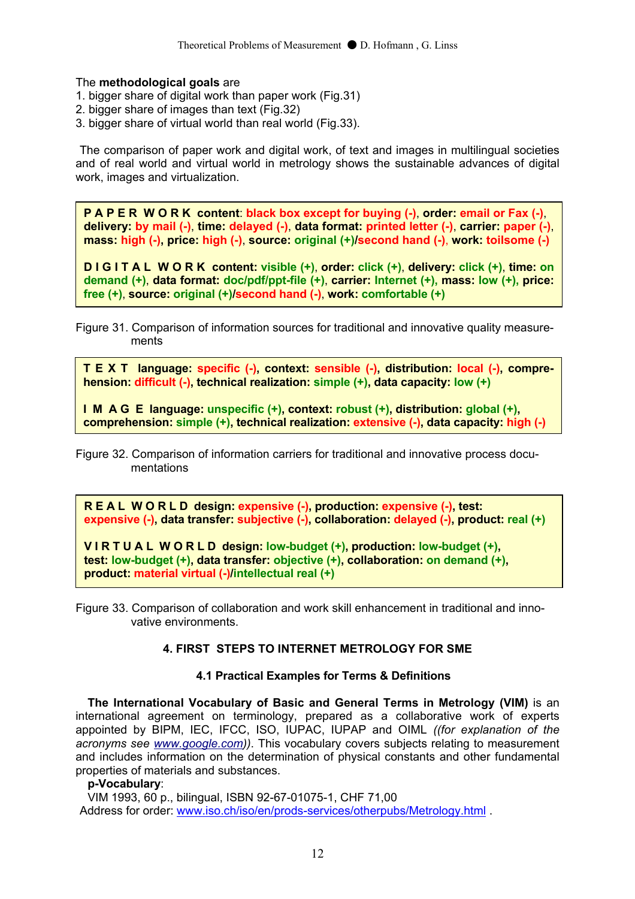The **methodological goals** are

1. bigger share of digital work than paper work (Fig.31)
2. bigger share of images than text (Fig.32)
3. bigger share of virtual world than real world (Fig.33).

The comparison of paper work and digital work, of text and images in multilingual societies and of real world and virtual world in metrology shows the sustainable advances of digital work, images and virtualization.

> **P A P E R   W O R K content**: **black box except for buying (-)**, **order: email or Fax (-)**, **delivery: by mail (-)**, **time: delayed (-)**, **data format: printed letter (-)**, **carrier: paper (-)**, **mass: high (-)**, **price: high (-)**, **source: original (+)/second hand (-)**, **work: toilsome (-)**
>
> **D I G I T A L   W O R K content: visible (+)**, **order: click (+)**, **delivery: click (+)**, **time: on demand (+)**, **data format: doc/pdf/ppt-file (+)**, **carrier: Internet (+)**, **mass: low (+)**, **price: free (+)**, **source: original (+)/second hand (-)**, **work: comfortable (+)**

Figure 31. Comparison of information sources for traditional and innovative quality measurements

> **T E X T  language: specific (-)**, **context: sensible (-)**, **distribution: local (-)**, **comprehension: difficult (-)**, **technical realization: simple (+)**, **data capacity: low (+)**
>
> **I M A G E  language: unspecific (+)**, **context: robust (+)**, **distribution: global (+)**, **comprehension: simple (+)**, **technical realization: extensive (-)**, **data capacity: high (-)**

Figure 32. Comparison of information carriers for traditional and innovative process documentations

> **R E A L   W O R L D design: expensive (-)**, **production: expensive (-)**, **test: expensive (-)**, **data transfer: subjective (-)**, **collaboration: delayed (-)**, **product: real (+)**
>
> **V I R T U A L   W O R L D design: low-budget (+)**, **production: low-budget (+)**, **test: low-budget (+)**, **data transfer: objective (+)**, **collaboration: on demand (+)**, **product: material virtual (-)/intellectual real (+)**

Figure 33. Comparison of collaboration and work skill enhancement in traditional and innovative environments.

## 4. FIRST STEPS TO INTERNET METROLOGY FOR SME

### 4.1 Practical Examples for Terms & Definitions

**The International Vocabulary of Basic and General Terms in Metrology (VIM)** is an international agreement on terminology, prepared as a collaborative work of experts appointed by BIPM, IEC, IFCC, ISO, IUPAC, IUPAP and OIML *((for explanation of the acronyms see www.google.com))*. This vocabulary covers subjects relating to measurement and includes information on the determination of physical constants and other fundamental properties of materials and substances.

**p-Vocabulary**:

VIM 1993, 60 p., bilingual, ISBN 92-67-01075-1, CHF 71,00

Address for order: www.iso.ch/iso/en/prods-services/otherpubs/Metrology.html .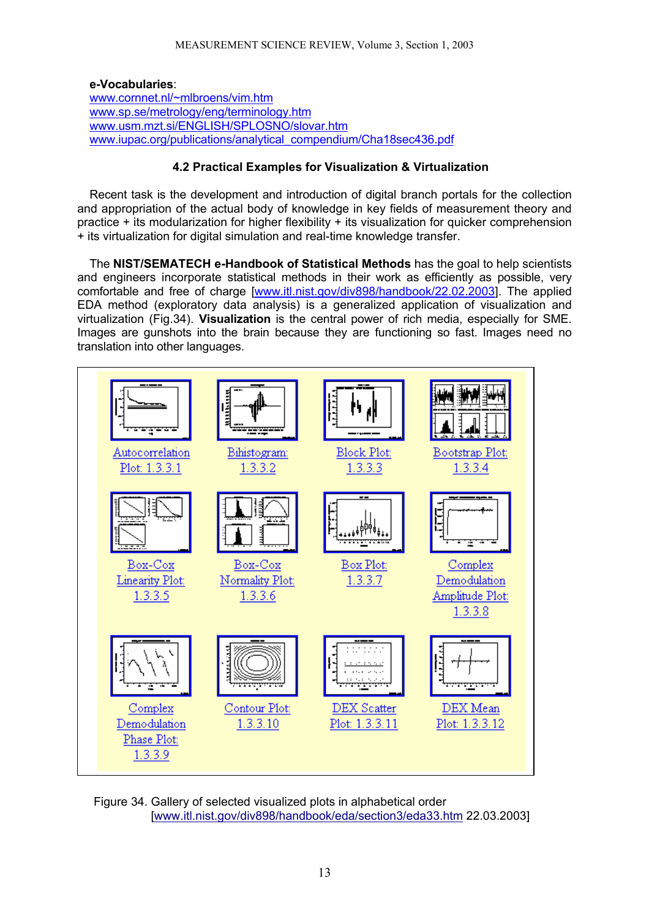**e-Vocabularies**:
www.cornnet.nl/~mlbroens/vim.htm
www.sp.se/metrology/eng/terminology.htm
www.usm.mzt.si/ENGLISH/SPLOSNO/slovar.htm
www.iupac.org/publications/analytical_compendium/Cha18sec436.pdf

### 4.2 Practical Examples for Visualization & Virtualization

Recent task is the development and introduction of digital branch portals for the collection and appropriation of the actual body of knowledge in key fields of measurement theory and practice + its modularization for higher flexibility + its visualization for quicker comprehension + its virtualization for digital simulation and real-time knowledge transfer.

The **NIST/SEMATECH e-Handbook of Statistical Methods** has the goal to help scientists and engineers incorporate statistical methods in their work as efficiently as possible, very comfortable and free of charge [www.itl.nist.gov/div898/handbook/22.02.2003]. The applied EDA method (exploratory data analysis) is a generalized application of visualization and virtualization (Fig.34). **Visualization** is the central power of rich media, especially for SME. Images are gunshots into the brain because they are functioning so fast. Images need no translation into other languages.

| | | | |
|---|---|---|---|
| Autocorrelation Plot: 1.3.3.1 | Bihistogram: 1.3.3.2 | Block Plot: 1.3.3.3 | Bootstrap Plot: 1.3.3.4 |
| Box-Cox Linearity Plot: 1.3.3.5 | Box-Cox Normality Plot: 1.3.3.6 | Box Plot: 1.3.3.7 | Complex Demodulation Amplitude Plot: 1.3.3.8 |
| Complex Demodulation Phase Plot: 1.3.3.9 | Contour Plot: 1.3.3.10 | DEX Scatter Plot: 1.3.3.11 | DEX Mean Plot: 1.3.3.12 |

Figure 34. Gallery of selected visualized plots in alphabetical order [www.itl.nist.gov/div898/handbook/eda/section3/eda33.htm 22.03.2003]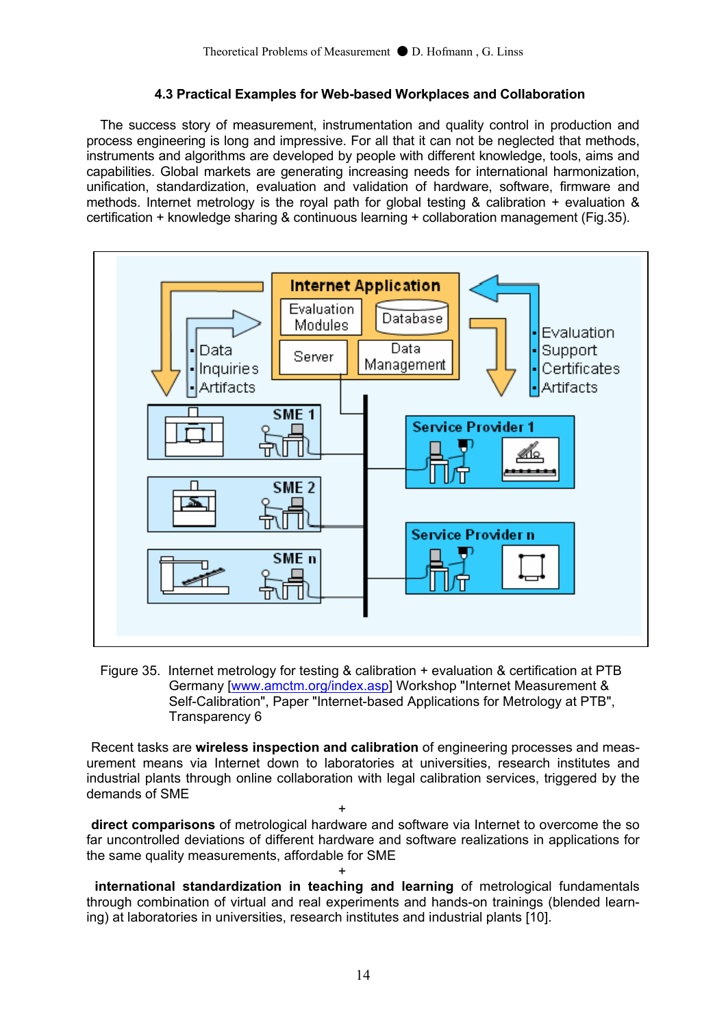### 4.3 Practical Examples for Web-based Workplaces and Collaboration

The success story of measurement, instrumentation and quality control in production and process engineering is long and impressive. For all that it can not be neglected that methods, instruments and algorithms are developed by people with different knowledge, tools, aims and capabilities. Global markets are generating increasing needs for international harmonization, unification, standardization, evaluation and validation of hardware, software, firmware and methods. Internet metrology is the royal path for global testing & calibration + evaluation & certification + knowledge sharing & continuous learning + collaboration management (Fig.35).

Figure 35. Internet metrology for testing & calibration + evaluation & certification at PTB Germany [www.amctm.org/index.asp] Workshop "Internet Measurement & Self-Calibration", Paper "Internet-based Applications for Metrology at PTB", Transparency 6

Recent tasks are **wireless inspection and calibration** of engineering processes and measurement means via Internet down to laboratories at universities, research institutes and industrial plants through online collaboration with legal calibration services, triggered by the demands of SME

+

**direct comparisons** of metrological hardware and software via Internet to overcome the so far uncontrolled deviations of different hardware and software realizations in applications for the same quality measurements, affordable for SME

+

**international standardization in teaching and learning** of metrological fundamentals through combination of virtual and real experiments and hands-on trainings (blended learning) at laboratories in universities, research institutes and industrial plants [10].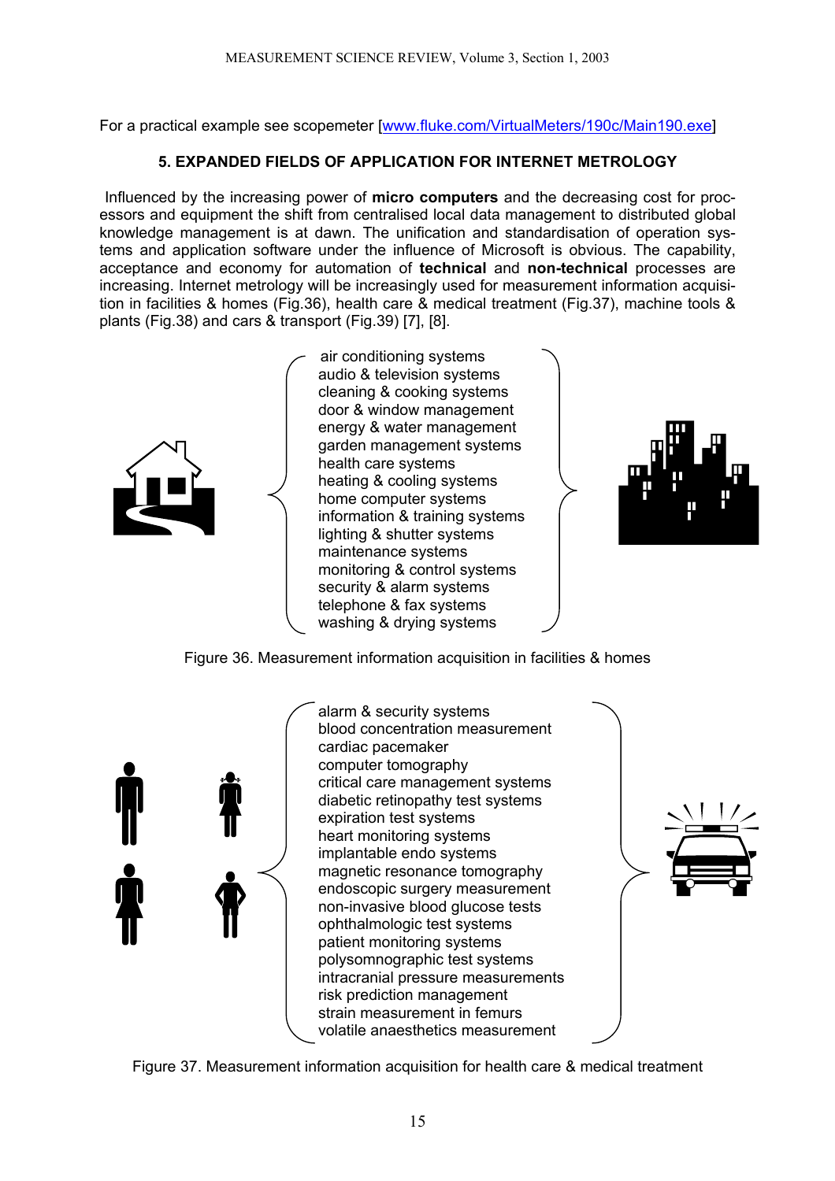For a practical example see scopemeter [www.fluke.com/VirtualMeters/190c/Main190.exe]

## 5. EXPANDED FIELDS OF APPLICATION FOR INTERNET METROLOGY

Influenced by the increasing power of **micro computers** and the decreasing cost for processors and equipment the shift from centralised local data management to distributed global knowledge management is at dawn. The unification and standardisation of operation systems and application software under the influence of Microsoft is obvious. The capability, acceptance and economy for automation of **technical** and **non-technical** processes are increasing. Internet metrology will be increasingly used for measurement information acquisition in facilities & homes (Fig.36), health care & medical treatment (Fig.37), machine tools & plants (Fig.38) and cars & transport (Fig.39) [7], [8].

- air conditioning systems
- audio & television systems
- cleaning & cooking systems
- door & window management
- energy & water management
- garden management systems
- health care systems
- heating & cooling systems
- home computer systems
- information & training systems
- lighting & shutter systems
- maintenance systems
- monitoring & control systems
- security & alarm systems
- telephone & fax systems
- washing & drying systems

Figure 36. Measurement information acquisition in facilities & homes

- alarm & security systems
- blood concentration measurement
- cardiac pacemaker
- computer tomography
- critical care management systems
- diabetic retinopathy test systems
- expiration test systems
- heart monitoring systems
- implantable endo systems
- magnetic resonance tomography
- endoscopic surgery measurement
- non-invasive blood glucose tests
- ophthalmologic test systems
- patient monitoring systems
- polysomnographic test systems
- intracranial pressure measurements
- risk prediction management
- strain measurement in femurs
- volatile anaesthetics measurement

Figure 37. Measurement information acquisition for health care & medical treatment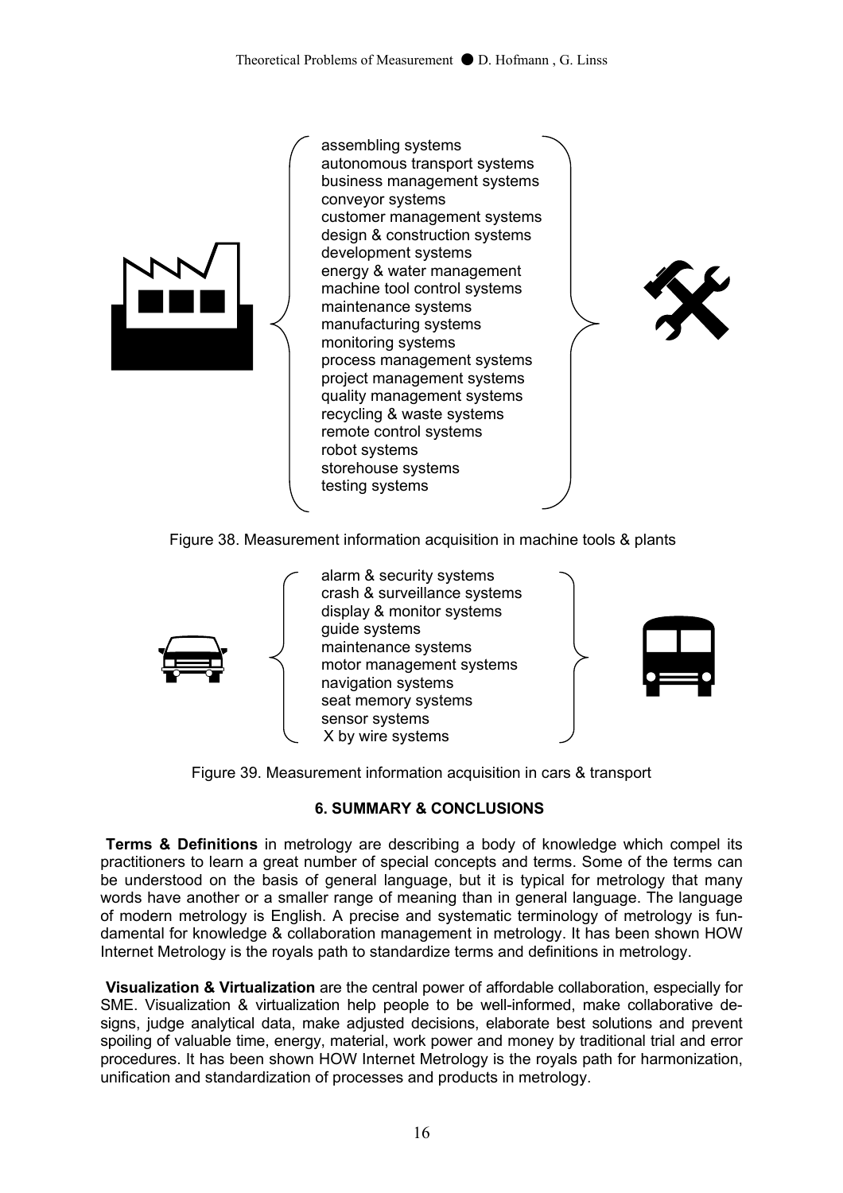assembling systems
autonomous transport systems
business management systems
conveyor systems
customer management systems
design & construction systems
development systems
energy & water management
machine tool control systems
maintenance systems
manufacturing systems
monitoring systems
process management systems
project management systems
quality management systems
recycling & waste systems
remote control systems
robot systems
storehouse systems
testing systems

Figure 38. Measurement information acquisition in machine tools & plants

alarm & security systems
crash & surveillance systems
display & monitor systems
guide systems
maintenance systems
motor management systems
navigation systems
seat memory systems
sensor systems
X by wire systems

Figure 39. Measurement information acquisition in cars & transport

## 6. SUMMARY & CONCLUSIONS

**Terms & Definitions** in metrology are describing a body of knowledge which compel its practitioners to learn a great number of special concepts and terms. Some of the terms can be understood on the basis of general language, but it is typical for metrology that many words have another or a smaller range of meaning than in general language. The language of modern metrology is English. A precise and systematic terminology of metrology is fundamental for knowledge & collaboration management in metrology. It has been shown HOW Internet Metrology is the royals path to standardize terms and definitions in metrology.

**Visualization & Virtualization** are the central power of affordable collaboration, especially for SME. Visualization & virtualization help people to be well-informed, make collaborative designs, judge analytical data, make adjusted decisions, elaborate best solutions and prevent spoiling of valuable time, energy, material, work power and money by traditional trial and error procedures. It has been shown HOW Internet Metrology is the royals path for harmonization, unification and standardization of processes and products in metrology.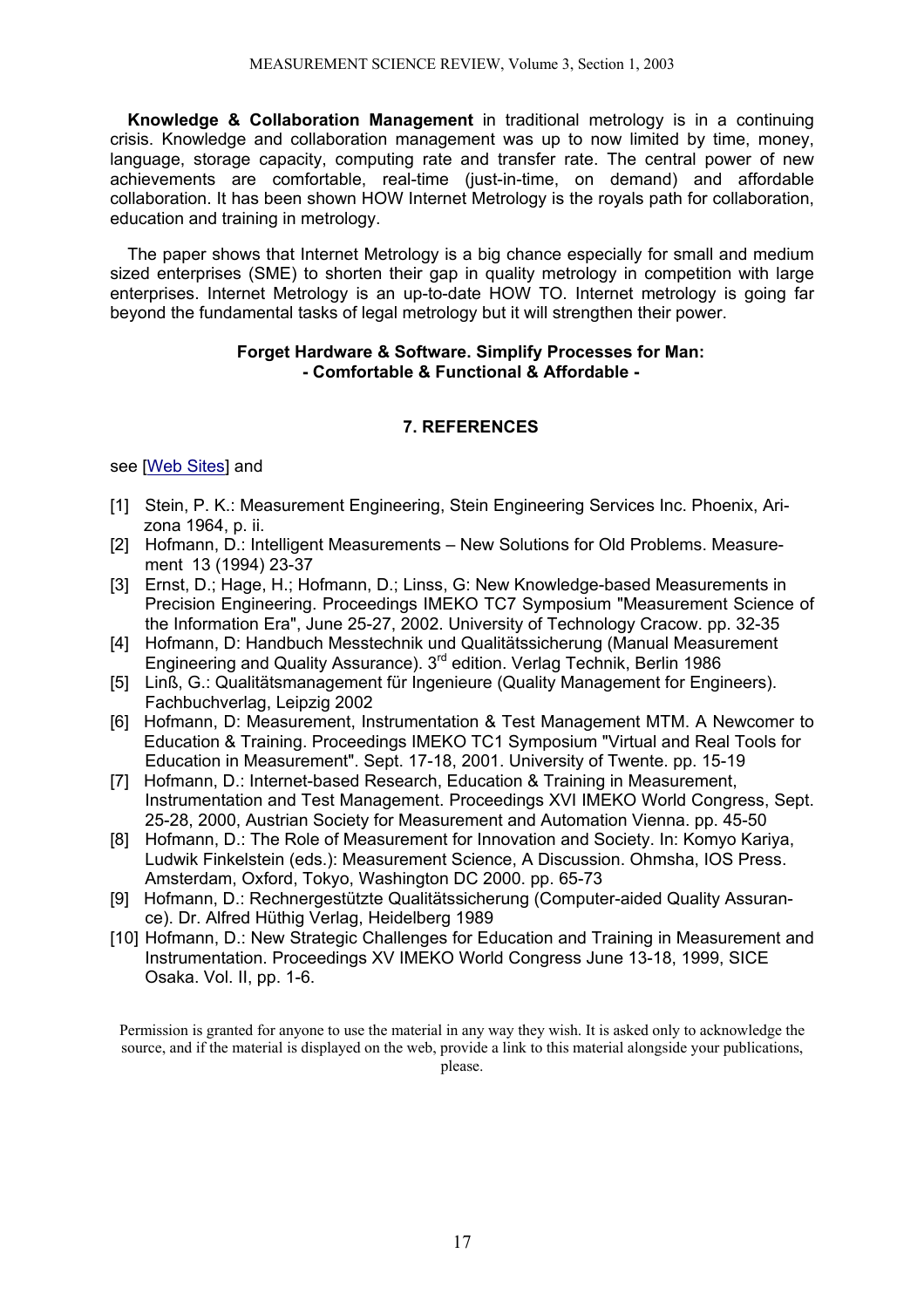**Knowledge & Collaboration Management** in traditional metrology is in a continuing crisis. Knowledge and collaboration management was up to now limited by time, money, language, storage capacity, computing rate and transfer rate. The central power of new achievements are comfortable, real-time (just-in-time, on demand) and affordable collaboration. It has been shown HOW Internet Metrology is the royals path for collaboration, education and training in metrology.

The paper shows that Internet Metrology is a big chance especially for small and medium sized enterprises (SME) to shorten their gap in quality metrology in competition with large enterprises. Internet Metrology is an up-to-date HOW TO. Internet metrology is going far beyond the fundamental tasks of legal metrology but it will strengthen their power.

**Forget Hardware & Software. Simplify Processes for Man:**
**- Comfortable & Functional & Affordable -**

## 7. REFERENCES

see [Web Sites] and

[1] Stein, P. K.: Measurement Engineering, Stein Engineering Services Inc. Phoenix, Arizona 1964, p. ii.

[2] Hofmann, D.: Intelligent Measurements – New Solutions for Old Problems. Measurement 13 (1994) 23-37

[3] Ernst, D.; Hage, H.; Hofmann, D.; Linss, G: New Knowledge-based Measurements in Precision Engineering. Proceedings IMEKO TC7 Symposium "Measurement Science of the Information Era", June 25-27, 2002. University of Technology Cracow. pp. 32-35

[4] Hofmann, D: Handbuch Messtechnik und Qualitätssicherung (Manual Measurement Engineering and Quality Assurance). 3rd edition. Verlag Technik, Berlin 1986

[5] Linß, G.: Qualitätsmanagement für Ingenieure (Quality Management for Engineers). Fachbuchverlag, Leipzig 2002

[6] Hofmann, D: Measurement, Instrumentation & Test Management MTM. A Newcomer to Education & Training. Proceedings IMEKO TC1 Symposium "Virtual and Real Tools for Education in Measurement". Sept. 17-18, 2001. University of Twente. pp. 15-19

[7] Hofmann, D.: Internet-based Research, Education & Training in Measurement, Instrumentation and Test Management. Proceedings XVI IMEKO World Congress, Sept. 25-28, 2000, Austrian Society for Measurement and Automation Vienna. pp. 45-50

[8] Hofmann, D.: The Role of Measurement for Innovation and Society. In: Komyo Kariya, Ludwik Finkelstein (eds.): Measurement Science, A Discussion. Ohmsha, IOS Press. Amsterdam, Oxford, Tokyo, Washington DC 2000. pp. 65-73

[9] Hofmann, D.: Rechnergestützte Qualitätssicherung (Computer-aided Quality Assurance). Dr. Alfred Hüthig Verlag, Heidelberg 1989

[10] Hofmann, D.: New Strategic Challenges for Education and Training in Measurement and Instrumentation. Proceedings XV IMEKO World Congress June 13-18, 1999, SICE Osaka. Vol. II, pp. 1-6.

Permission is granted for anyone to use the material in any way they wish. It is asked only to acknowledge the source, and if the material is displayed on the web, provide a link to this material alongside your publications, please.